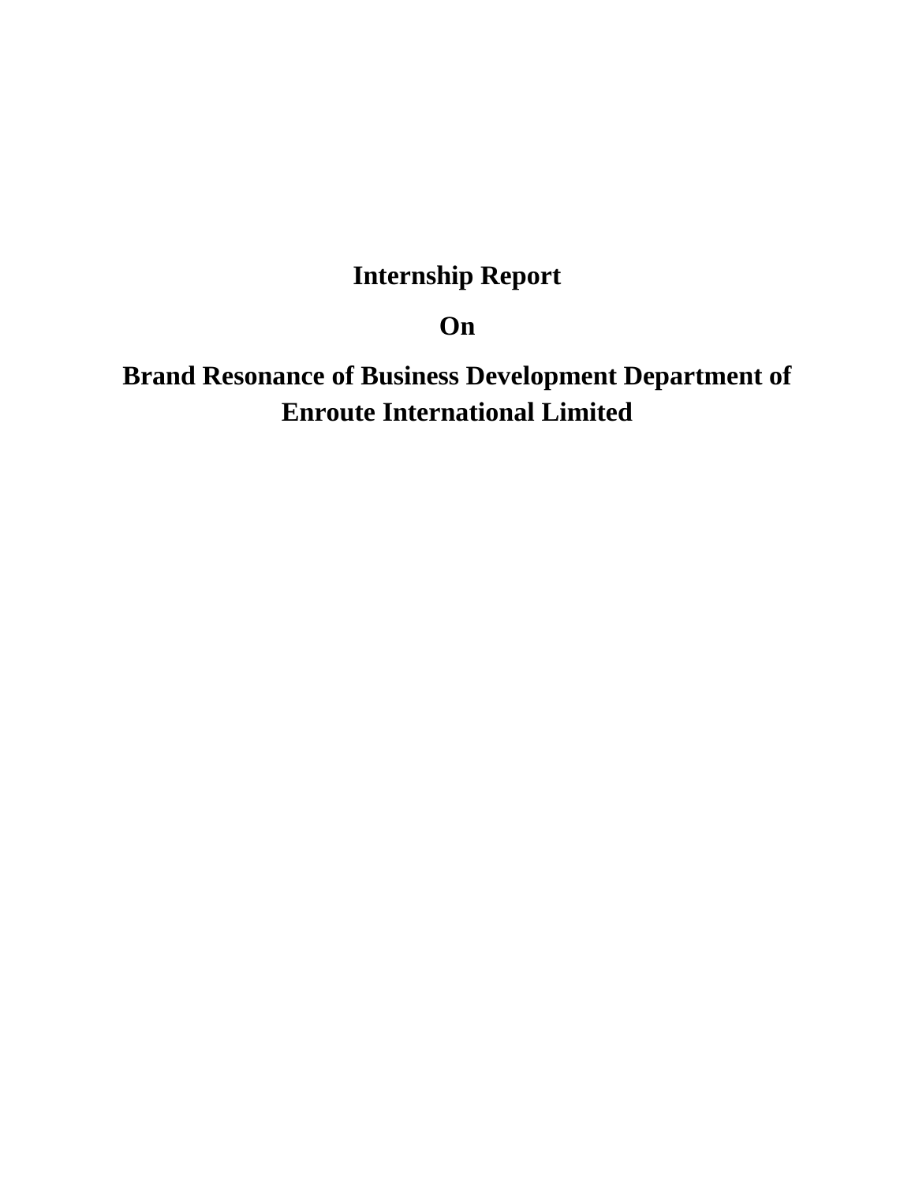# Internship Report

## On

## Brand Resonance of Business Development Department of Enroute International Limited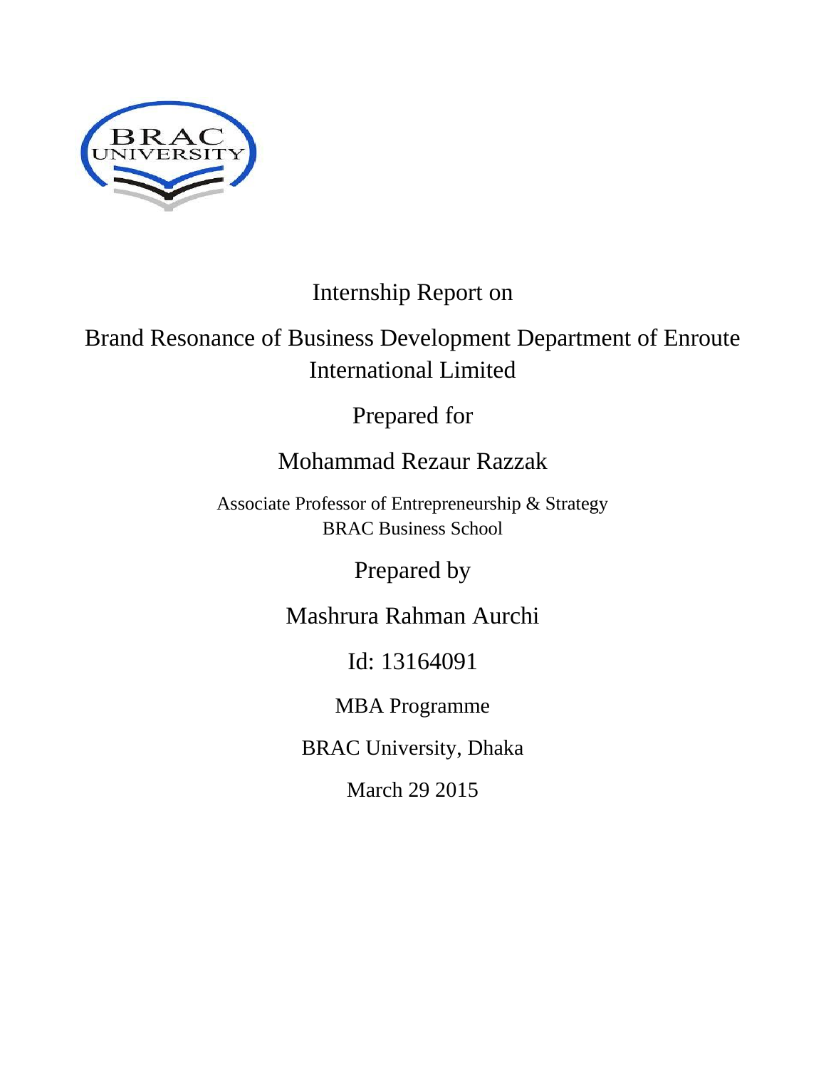Internship Report on

# Brand Resonance of Business Development Department of Enroute International Limited

Prepared for

Mohammad Rezaur Razzak

Associate Professor of Entrepreneurship & Strategy
BRAC Business School

Prepared by

Mashrura Rahman Aurchi

Id: 13164091

MBA Programme

BRAC University, Dhaka

March 29 2015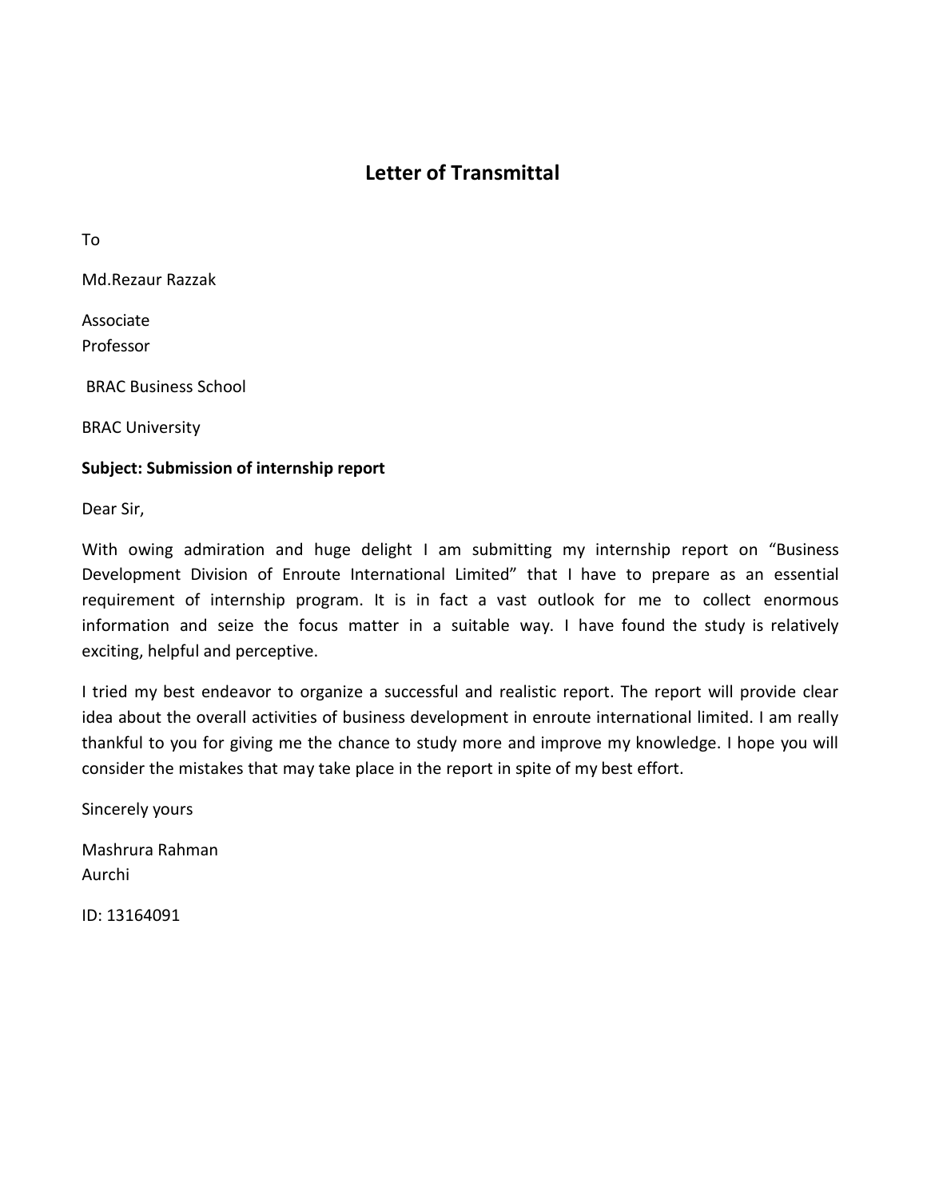# Letter of Transmittal

To

Md.Rezaur Razzak

Associate
Professor

BRAC Business School

BRAC University

**Subject: Submission of internship report**

Dear Sir,

With owing admiration and huge delight I am submitting my internship report on "Business Development Division of Enroute International Limited" that I have to prepare as an essential requirement of internship program. It is in fact a vast outlook for me to collect enormous information and seize the focus matter in a suitable way. I have found the study is relatively exciting, helpful and perceptive.

I tried my best endeavor to organize a successful and realistic report. The report will provide clear idea about the overall activities of business development in enroute international limited. I am really thankful to you for giving me the chance to study more and improve my knowledge. I hope you will consider the mistakes that may take place in the report in spite of my best effort.

Sincerely yours

Mashrura Rahman
Aurchi

ID: 13164091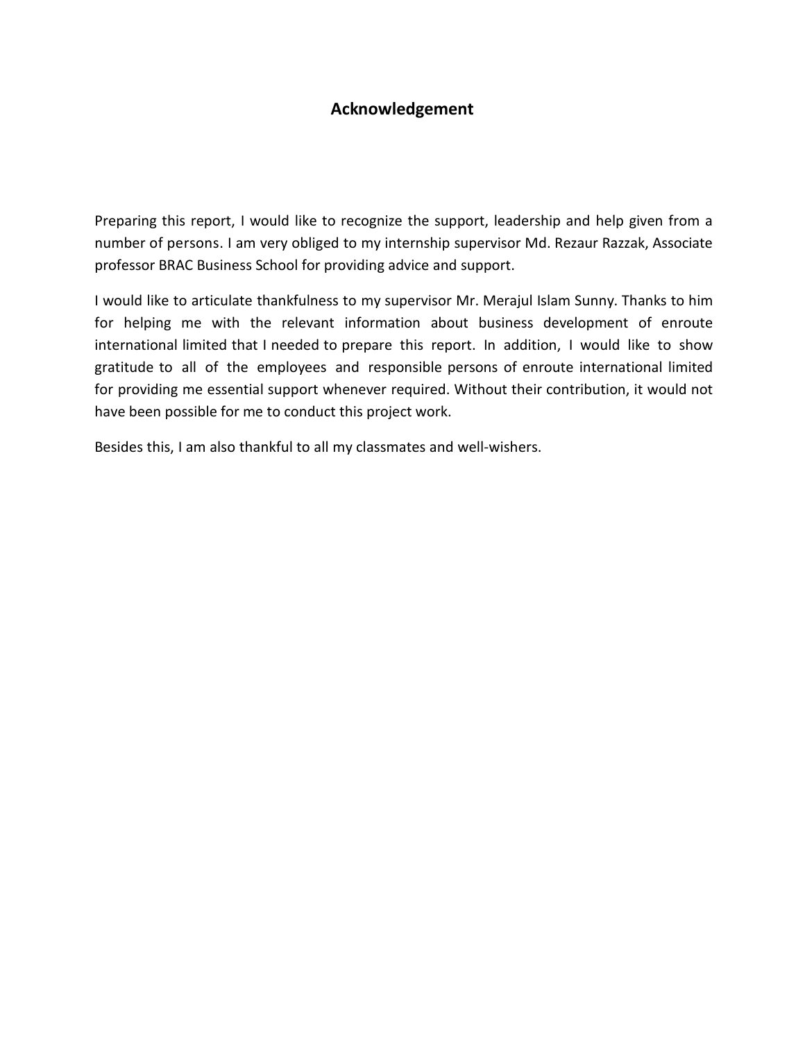# Acknowledgement

Preparing this report, I would like to recognize the support, leadership and help given from a number of persons. I am very obliged to my internship supervisor Md. Rezaur Razzak, Associate professor BRAC Business School for providing advice and support.

I would like to articulate thankfulness to my supervisor Mr. Merajul Islam Sunny. Thanks to him for helping me with the relevant information about business development of enroute international limited that I needed to prepare this report. In addition, I would like to show gratitude to all of the employees and responsible persons of enroute international limited for providing me essential support whenever required. Without their contribution, it would not have been possible for me to conduct this project work.

Besides this, I am also thankful to all my classmates and well-wishers.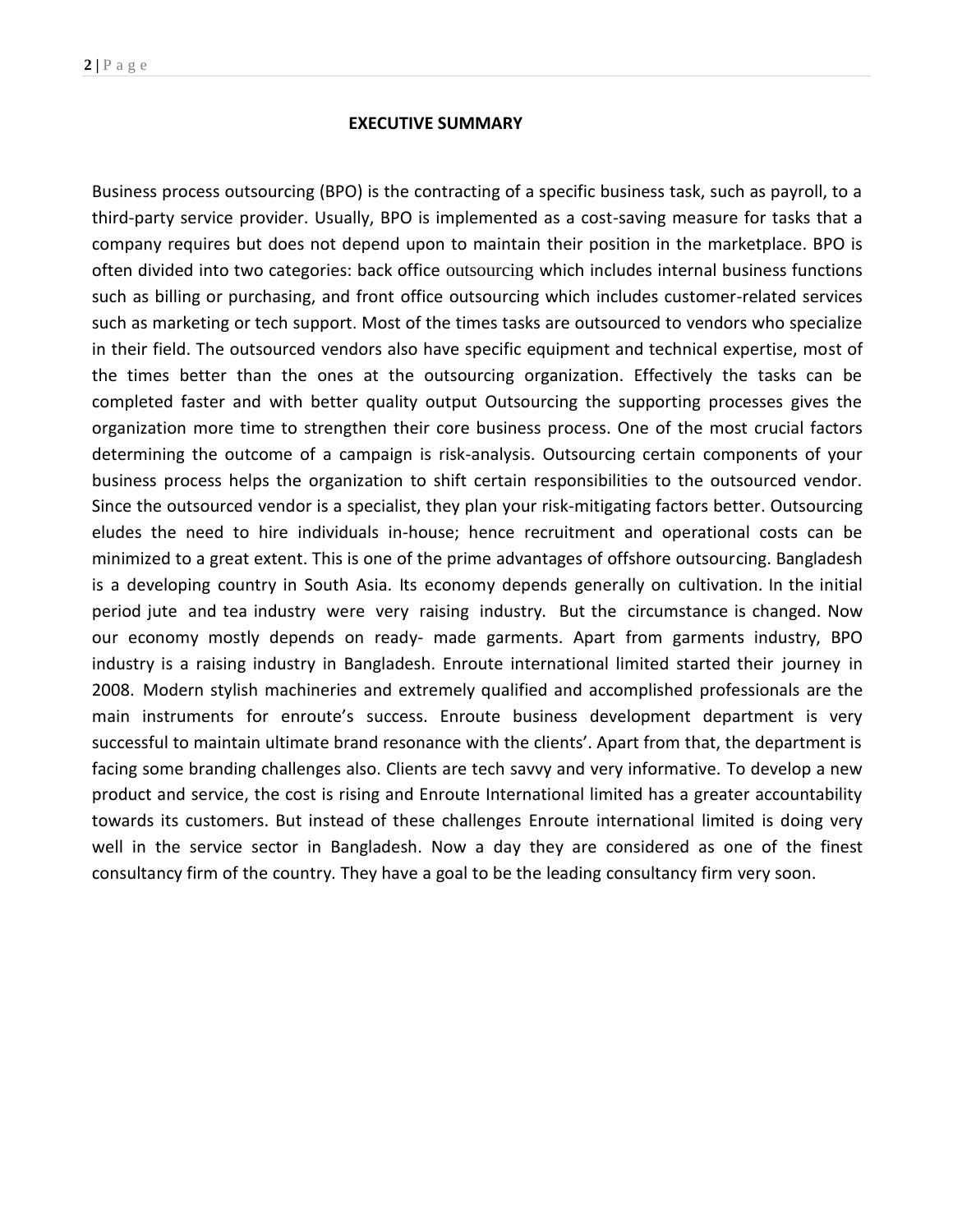## EXECUTIVE SUMMARY

Business process outsourcing (BPO) is the contracting of a specific business task, such as payroll, to a third-party service provider. Usually, BPO is implemented as a cost-saving measure for tasks that a company requires but does not depend upon to maintain their position in the marketplace. BPO is often divided into two categories: back office outsourcing which includes internal business functions such as billing or purchasing, and front office outsourcing which includes customer-related services such as marketing or tech support. Most of the times tasks are outsourced to vendors who specialize in their field. The outsourced vendors also have specific equipment and technical expertise, most of the times better than the ones at the outsourcing organization. Effectively the tasks can be completed faster and with better quality output Outsourcing the supporting processes gives the organization more time to strengthen their core business process. One of the most crucial factors determining the outcome of a campaign is risk-analysis. Outsourcing certain components of your business process helps the organization to shift certain responsibilities to the outsourced vendor. Since the outsourced vendor is a specialist, they plan your risk-mitigating factors better. Outsourcing eludes the need to hire individuals in-house; hence recruitment and operational costs can be minimized to a great extent. This is one of the prime advantages of offshore outsourcing. Bangladesh is a developing country in South Asia. Its economy depends generally on cultivation. In the initial period jute and tea industry were very raising industry. But the circumstance is changed. Now our economy mostly depends on ready- made garments. Apart from garments industry, BPO industry is a raising industry in Bangladesh. Enroute international limited started their journey in 2008. Modern stylish machineries and extremely qualified and accomplished professionals are the main instruments for enroute's success. Enroute business development department is very successful to maintain ultimate brand resonance with the clients'. Apart from that, the department is facing some branding challenges also. Clients are tech savvy and very informative. To develop a new product and service, the cost is rising and Enroute International limited has a greater accountability towards its customers. But instead of these challenges Enroute international limited is doing very well in the service sector in Bangladesh. Now a day they are considered as one of the finest consultancy firm of the country. They have a goal to be the leading consultancy firm very soon.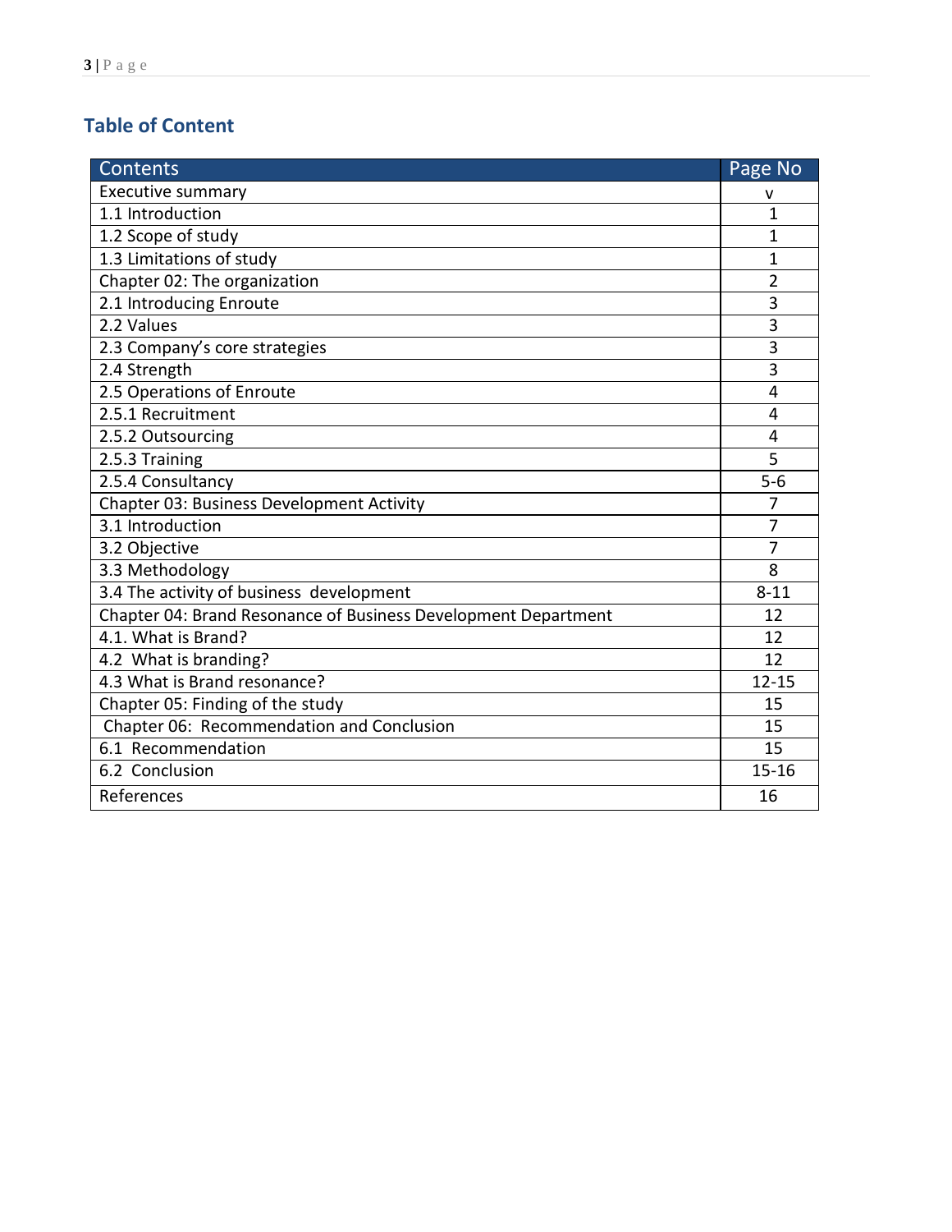## Table of Content

| Contents | Page No |
|---|---|
| Executive summary | v |
| 1.1 Introduction | 1 |
| 1.2 Scope of study | 1 |
| 1.3 Limitations of study | 1 |
| Chapter 02: The organization | 2 |
| 2.1 Introducing Enroute | 3 |
| 2.2 Values | 3 |
| 2.3 Company's core strategies | 3 |
| 2.4 Strength | 3 |
| 2.5 Operations of Enroute | 4 |
| 2.5.1 Recruitment | 4 |
| 2.5.2 Outsourcing | 4 |
| 2.5.3 Training | 5 |
| 2.5.4 Consultancy | 5-6 |
| Chapter 03: Business Development Activity | 7 |
| 3.1 Introduction | 7 |
| 3.2 Objective | 7 |
| 3.3 Methodology | 8 |
| 3.4 The activity of business development | 8-11 |
| Chapter 04: Brand Resonance of Business Development Department | 12 |
| 4.1. What is Brand? | 12 |
| 4.2 What is branding? | 12 |
| 4.3 What is Brand resonance? | 12-15 |
| Chapter 05: Finding of the study | 15 |
| Chapter 06: Recommendation and Conclusion | 15 |
| 6.1 Recommendation | 15 |
| 6.2 Conclusion | 15-16 |
| References | 16 |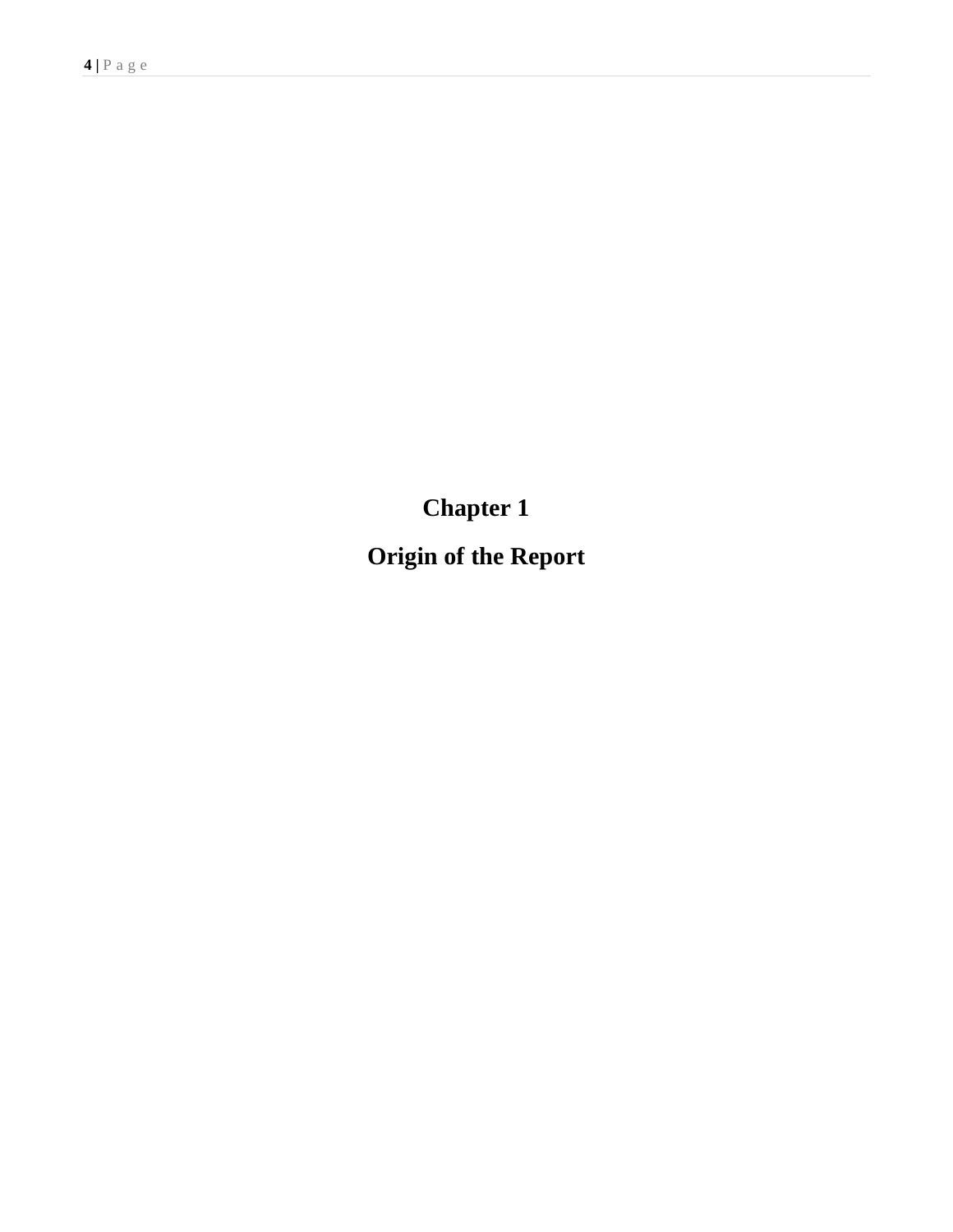# Chapter 1

# Origin of the Report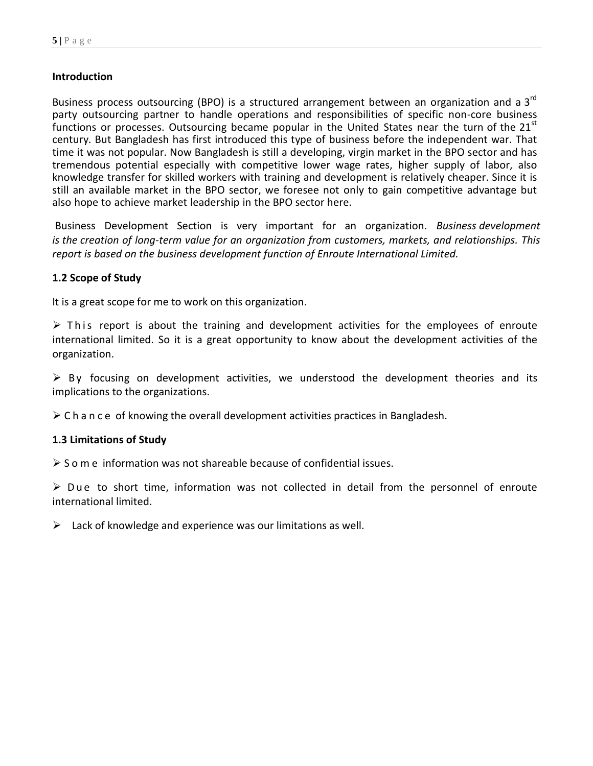## Introduction

Business process outsourcing (BPO) is a structured arrangement between an organization and a 3rd party outsourcing partner to handle operations and responsibilities of specific non-core business functions or processes. Outsourcing became popular in the United States near the turn of the 21st century. But Bangladesh has first introduced this type of business before the independent war. That time it was not popular. Now Bangladesh is still a developing, virgin market in the BPO sector and has tremendous potential especially with competitive lower wage rates, higher supply of labor, also knowledge transfer for skilled workers with training and development is relatively cheaper. Since it is still an available market in the BPO sector, we foresee not only to gain competitive advantage but also hope to achieve market leadership in the BPO sector here.

Business Development Section is very important for an organization. *Business development is the creation of long-term value for an organization from customers, markets, and relationships. This report is based on the business development function of Enroute International Limited.*

### 1.2 Scope of Study

It is a great scope for me to work on this organization.

➢ This report is about the training and development activities for the employees of enroute international limited. So it is a great opportunity to know about the development activities of the organization.

➢ By focusing on development activities, we understood the development theories and its implications to the organizations.

➢ Chance of knowing the overall development activities practices in Bangladesh.

### 1.3 Limitations of Study

➢ Some information was not shareable because of confidential issues.

➢ Due to short time, information was not collected in detail from the personnel of enroute international limited.

➢ Lack of knowledge and experience was our limitations as well.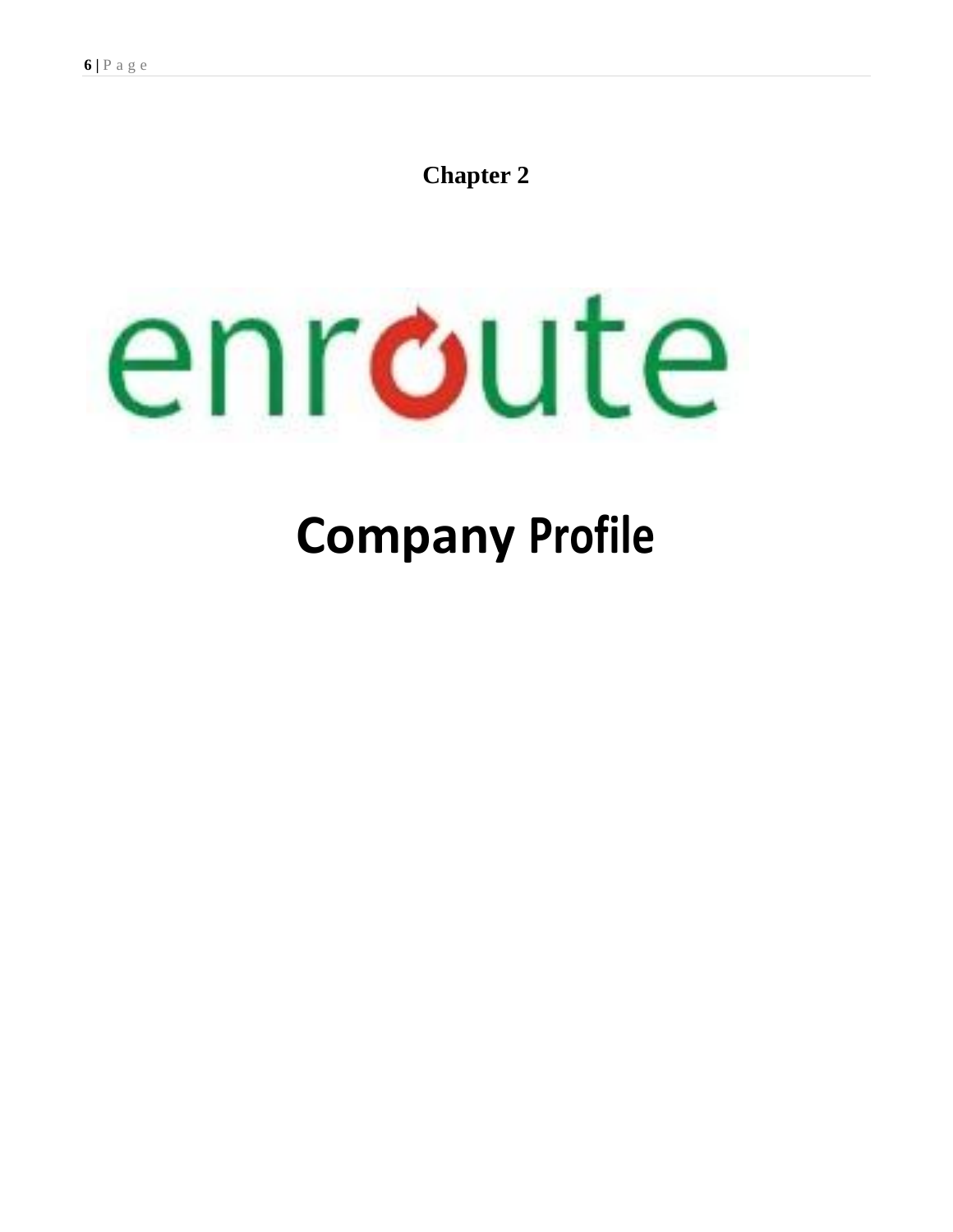# Chapter 2

enroute

# Company Profile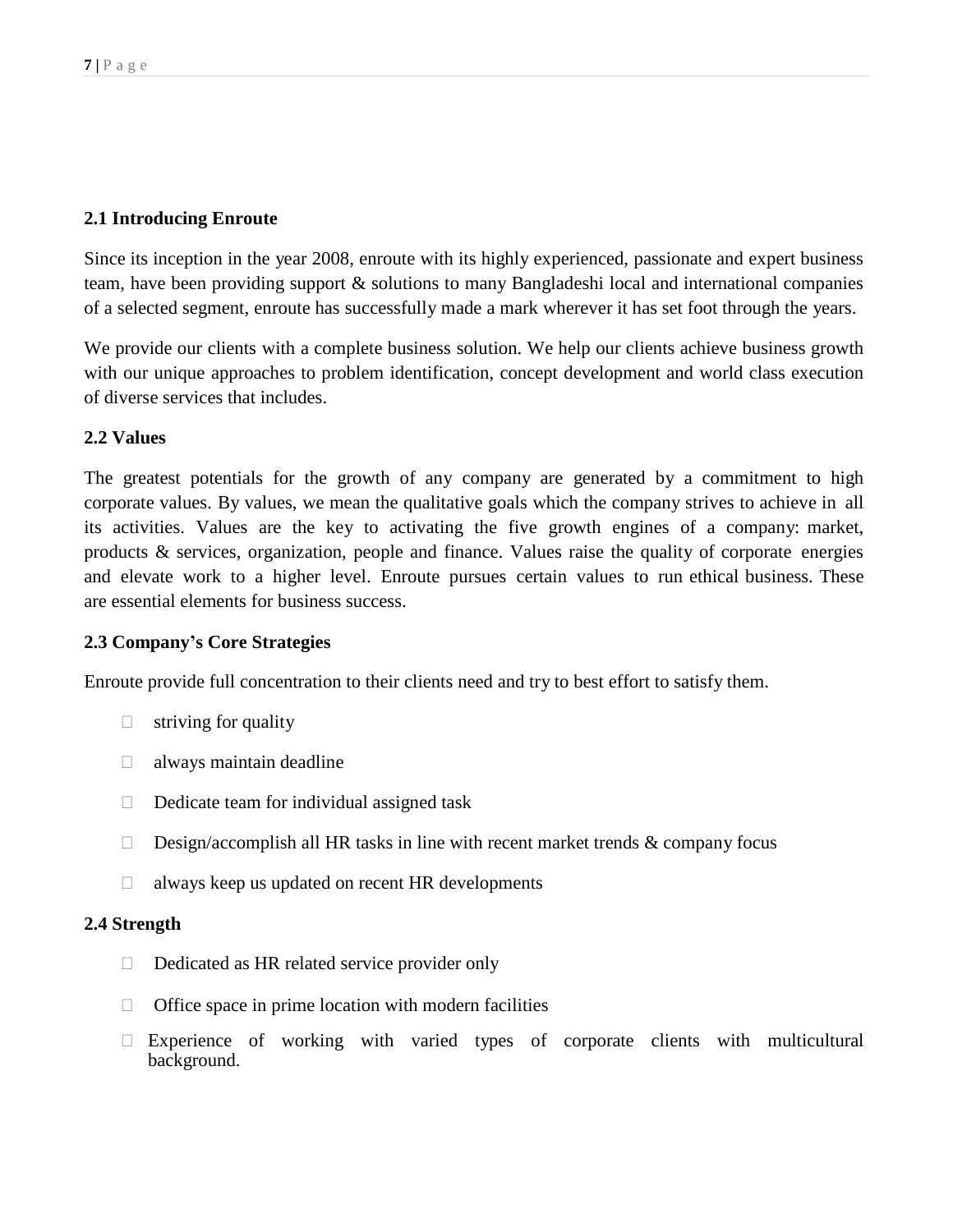## 2.1 Introducing Enroute

Since its inception in the year 2008, enroute with its highly experienced, passionate and expert business team, have been providing support & solutions to many Bangladeshi local and international companies of a selected segment, enroute has successfully made a mark wherever it has set foot through the years.

We provide our clients with a complete business solution. We help our clients achieve business growth with our unique approaches to problem identification, concept development and world class execution of diverse services that includes.

## 2.2 Values

The greatest potentials for the growth of any company are generated by a commitment to high corporate values. By values, we mean the qualitative goals which the company strives to achieve in all its activities. Values are the key to activating the five growth engines of a company: market, products & services, organization, people and finance. Values raise the quality of corporate energies and elevate work to a higher level. Enroute pursues certain values to run ethical business. These are essential elements for business success.

## 2.3 Company's Core Strategies

Enroute provide full concentration to their clients need and try to best effort to satisfy them.

- striving for quality
- always maintain deadline
- Dedicate team for individual assigned task
- Design/accomplish all HR tasks in line with recent market trends & company focus
- always keep us updated on recent HR developments

## 2.4 Strength

- Dedicated as HR related service provider only
- Office space in prime location with modern facilities
- Experience of working with varied types of corporate clients with multicultural background.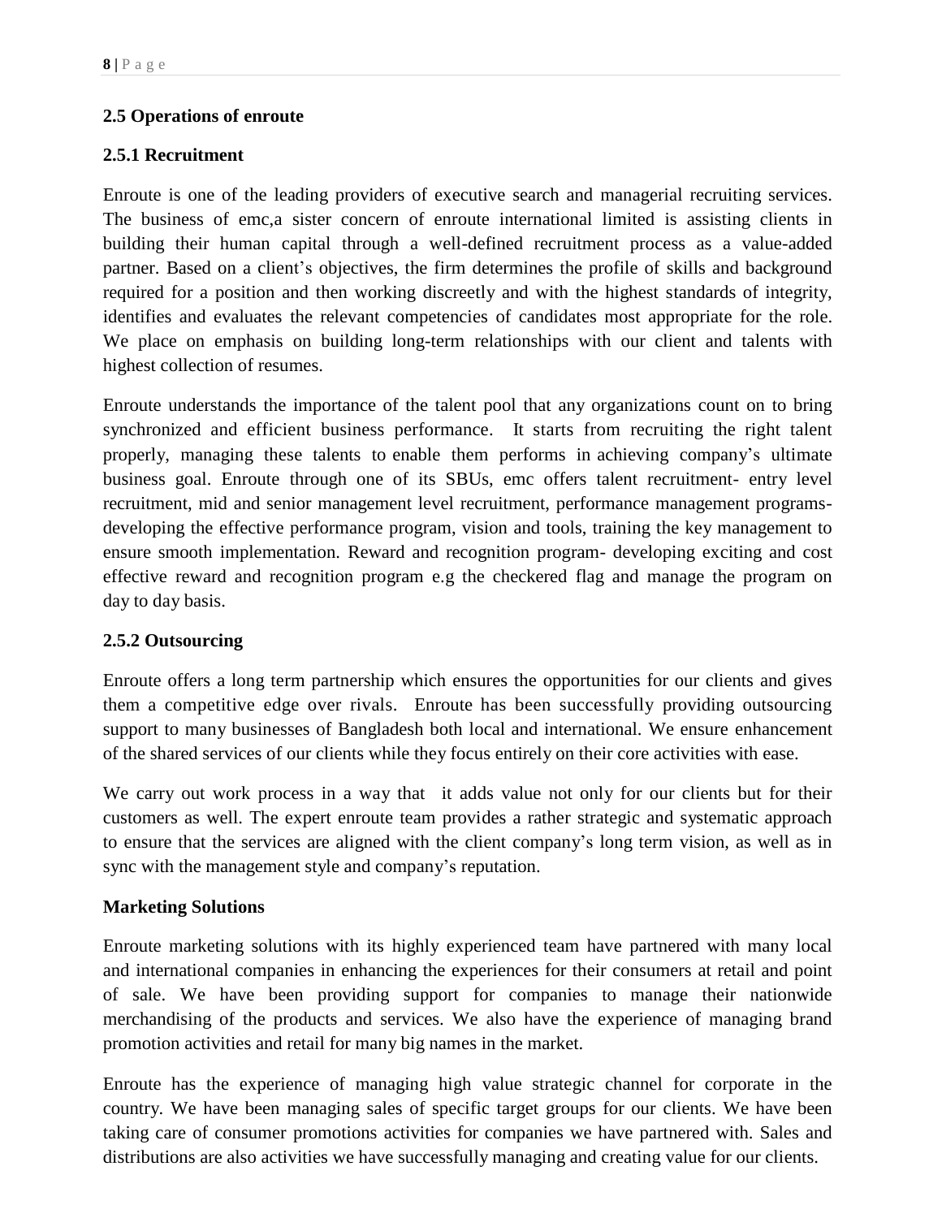## 2.5 Operations of enroute

### 2.5.1 Recruitment

Enroute is one of the leading providers of executive search and managerial recruiting services. The business of emc,a sister concern of enroute international limited is assisting clients in building their human capital through a well-defined recruitment process as a value-added partner. Based on a client's objectives, the firm determines the profile of skills and background required for a position and then working discreetly and with the highest standards of integrity, identifies and evaluates the relevant competencies of candidates most appropriate for the role. We place on emphasis on building long-term relationships with our client and talents with highest collection of resumes.

Enroute understands the importance of the talent pool that any organizations count on to bring synchronized and efficient business performance. It starts from recruiting the right talent properly, managing these talents to enable them performs in achieving company's ultimate business goal. Enroute through one of its SBUs, emc offers talent recruitment- entry level recruitment, mid and senior management level recruitment, performance management programs- developing the effective performance program, vision and tools, training the key management to ensure smooth implementation. Reward and recognition program- developing exciting and cost effective reward and recognition program e.g the checkered flag and manage the program on day to day basis.

### 2.5.2 Outsourcing

Enroute offers a long term partnership which ensures the opportunities for our clients and gives them a competitive edge over rivals. Enroute has been successfully providing outsourcing support to many businesses of Bangladesh both local and international. We ensure enhancement of the shared services of our clients while they focus entirely on their core activities with ease.

We carry out work process in a way that it adds value not only for our clients but for their customers as well. The expert enroute team provides a rather strategic and systematic approach to ensure that the services are aligned with the client company's long term vision, as well as in sync with the management style and company's reputation.

**Marketing Solutions**

Enroute marketing solutions with its highly experienced team have partnered with many local and international companies in enhancing the experiences for their consumers at retail and point of sale. We have been providing support for companies to manage their nationwide merchandising of the products and services. We also have the experience of managing brand promotion activities and retail for many big names in the market.

Enroute has the experience of managing high value strategic channel for corporate in the country. We have been managing sales of specific target groups for our clients. We have been taking care of consumer promotions activities for companies we have partnered with. Sales and distributions are also activities we have successfully managing and creating value for our clients.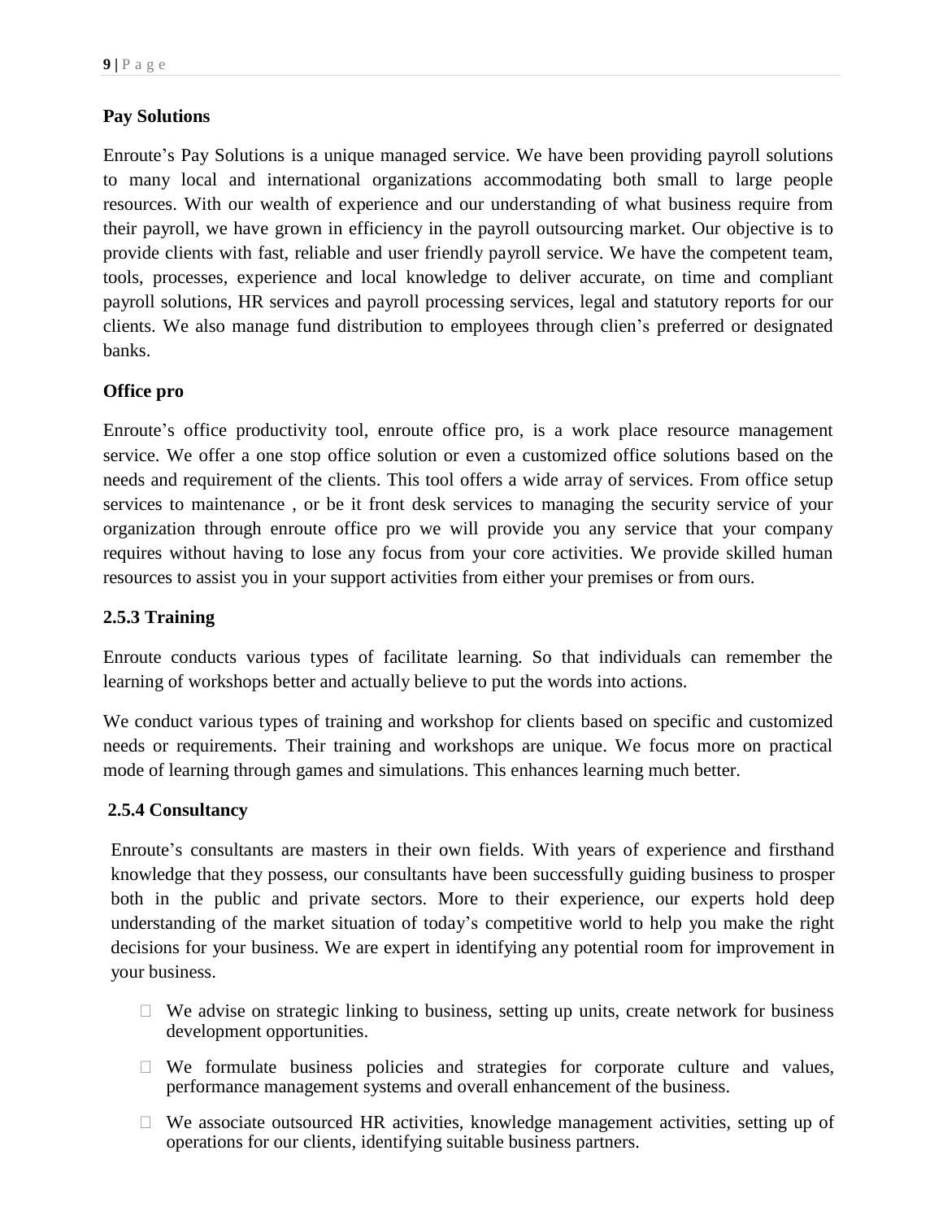**Pay Solutions**

Enroute's Pay Solutions is a unique managed service. We have been providing payroll solutions to many local and international organizations accommodating both small to large people resources. With our wealth of experience and our understanding of what business require from their payroll, we have grown in efficiency in the payroll outsourcing market. Our objective is to provide clients with fast, reliable and user friendly payroll service. We have the competent team, tools, processes, experience and local knowledge to deliver accurate, on time and compliant payroll solutions, HR services and payroll processing services, legal and statutory reports for our clients. We also manage fund distribution to employees through clien's preferred or designated banks.

**Office pro**

Enroute's office productivity tool, enroute office pro, is a work place resource management service. We offer a one stop office solution or even a customized office solutions based on the needs and requirement of the clients. This tool offers a wide array of services. From office setup services to maintenance , or be it front desk services to managing the security service of your organization through enroute office pro we will provide you any service that your company requires without having to lose any focus from your core activities. We provide skilled human resources to assist you in your support activities from either your premises or from ours.

### 2.5.3 Training

Enroute conducts various types of facilitate learning. So that individuals can remember the learning of workshops better and actually believe to put the words into actions.

We conduct various types of training and workshop for clients based on specific and customized needs or requirements. Their training and workshops are unique. We focus more on practical mode of learning through games and simulations. This enhances learning much better.

### 2.5.4 Consultancy

Enroute's consultants are masters in their own fields. With years of experience and firsthand knowledge that they possess, our consultants have been successfully guiding business to prosper both in the public and private sectors. More to their experience, our experts hold deep understanding of the market situation of today's competitive world to help you make the right decisions for your business. We are expert in identifying any potential room for improvement in your business.

- We advise on strategic linking to business, setting up units, create network for business development opportunities.
- We formulate business policies and strategies for corporate culture and values, performance management systems and overall enhancement of the business.
- We associate outsourced HR activities, knowledge management activities, setting up of operations for our clients, identifying suitable business partners.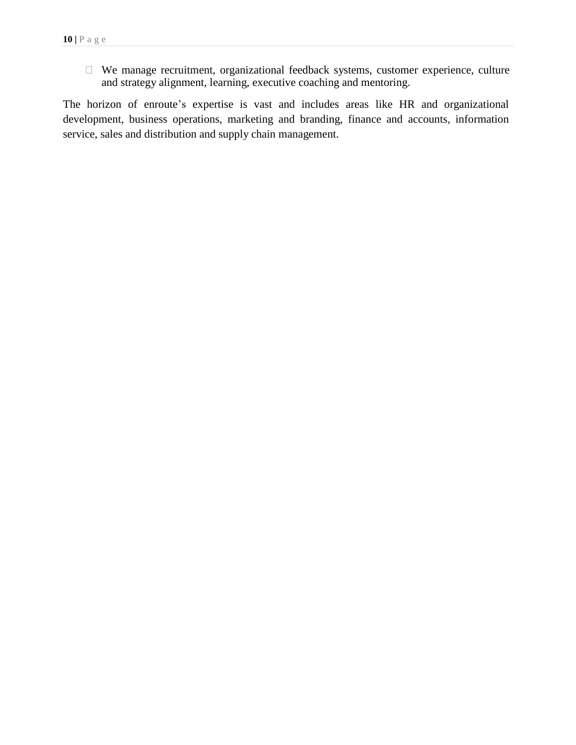- We manage recruitment, organizational feedback systems, customer experience, culture and strategy alignment, learning, executive coaching and mentoring.

The horizon of enroute's expertise is vast and includes areas like HR and organizational development, business operations, marketing and branding, finance and accounts, information service, sales and distribution and supply chain management.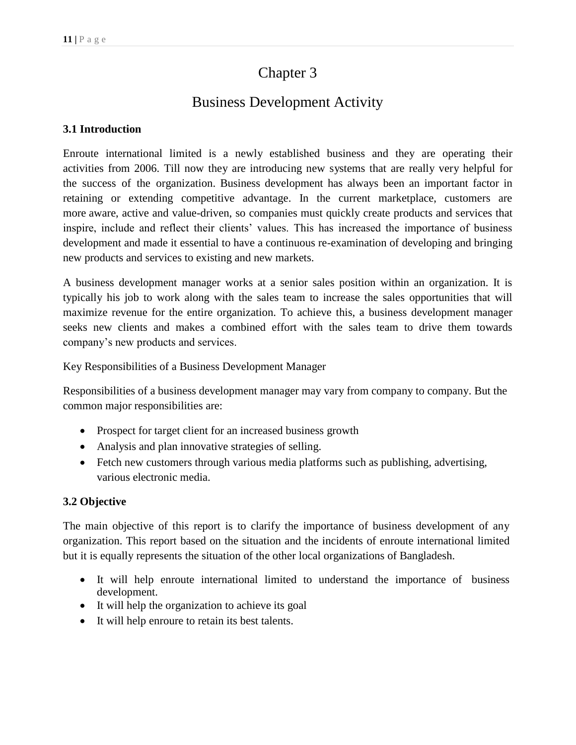# Chapter 3

# Business Development Activity

### 3.1 Introduction

Enroute international limited is a newly established business and they are operating their activities from 2006. Till now they are introducing new systems that are really very helpful for the success of the organization. Business development has always been an important factor in retaining or extending competitive advantage. In the current marketplace, customers are more aware, active and value-driven, so companies must quickly create products and services that inspire, include and reflect their clients' values. This has increased the importance of business development and made it essential to have a continuous re-examination of developing and bringing new products and services to existing and new markets.

A business development manager works at a senior sales position within an organization. It is typically his job to work along with the sales team to increase the sales opportunities that will maximize revenue for the entire organization. To achieve this, a business development manager seeks new clients and makes a combined effort with the sales team to drive them towards company's new products and services.

Key Responsibilities of a Business Development Manager

Responsibilities of a business development manager may vary from company to company. But the common major responsibilities are:

- Prospect for target client for an increased business growth
- Analysis and plan innovative strategies of selling.
- Fetch new customers through various media platforms such as publishing, advertising, various electronic media.

### 3.2 Objective

The main objective of this report is to clarify the importance of business development of any organization. This report based on the situation and the incidents of enroute international limited but it is equally represents the situation of the other local organizations of Bangladesh.

- It will help enroute international limited to understand the importance of business development.
- It will help the organization to achieve its goal
- It will help enroure to retain its best talents.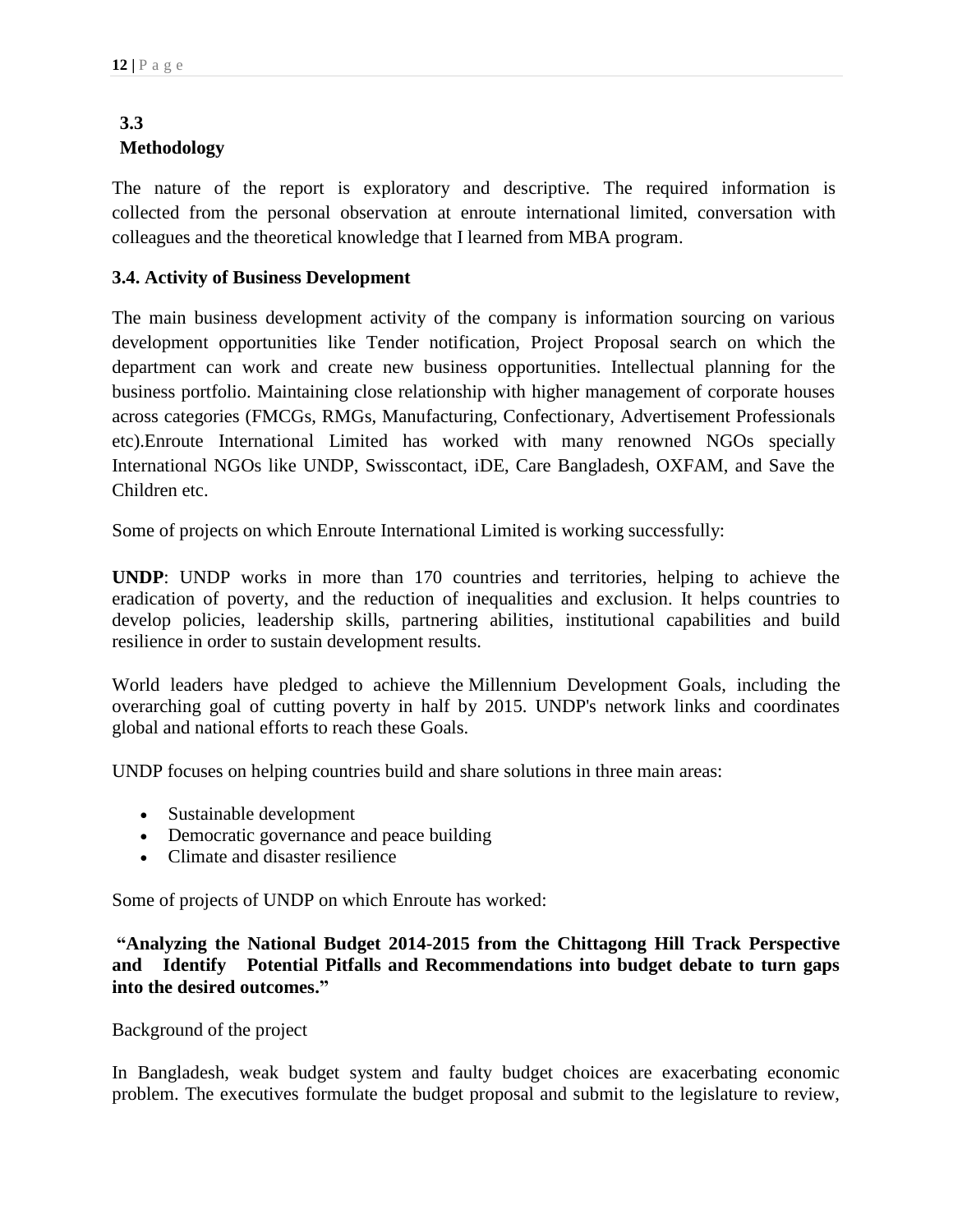### 3.3 Methodology

The nature of the report is exploratory and descriptive. The required information is collected from the personal observation at enroute international limited, conversation with colleagues and the theoretical knowledge that I learned from MBA program.

### 3.4. Activity of Business Development

The main business development activity of the company is information sourcing on various development opportunities like Tender notification, Project Proposal search on which the department can work and create new business opportunities. Intellectual planning for the business portfolio. Maintaining close relationship with higher management of corporate houses across categories (FMCGs, RMGs, Manufacturing, Confectionary, Advertisement Professionals etc).Enroute International Limited has worked with many renowned NGOs specially International NGOs like UNDP, Swisscontact, iDE, Care Bangladesh, OXFAM, and Save the Children etc.

Some of projects on which Enroute International Limited is working successfully:

**UNDP**: UNDP works in more than 170 countries and territories, helping to achieve the eradication of poverty, and the reduction of inequalities and exclusion. It helps countries to develop policies, leadership skills, partnering abilities, institutional capabilities and build resilience in order to sustain development results.

World leaders have pledged to achieve the Millennium Development Goals, including the overarching goal of cutting poverty in half by 2015. UNDP's network links and coordinates global and national efforts to reach these Goals.

UNDP focuses on helping countries build and share solutions in three main areas:

- Sustainable development
- Democratic governance and peace building
- Climate and disaster resilience

Some of projects of UNDP on which Enroute has worked:

**"Analyzing the National Budget 2014-2015 from the Chittagong Hill Track Perspective and Identify Potential Pitfalls and Recommendations into budget debate to turn gaps into the desired outcomes."**

Background of the project

In Bangladesh, weak budget system and faulty budget choices are exacerbating economic problem. The executives formulate the budget proposal and submit to the legislature to review,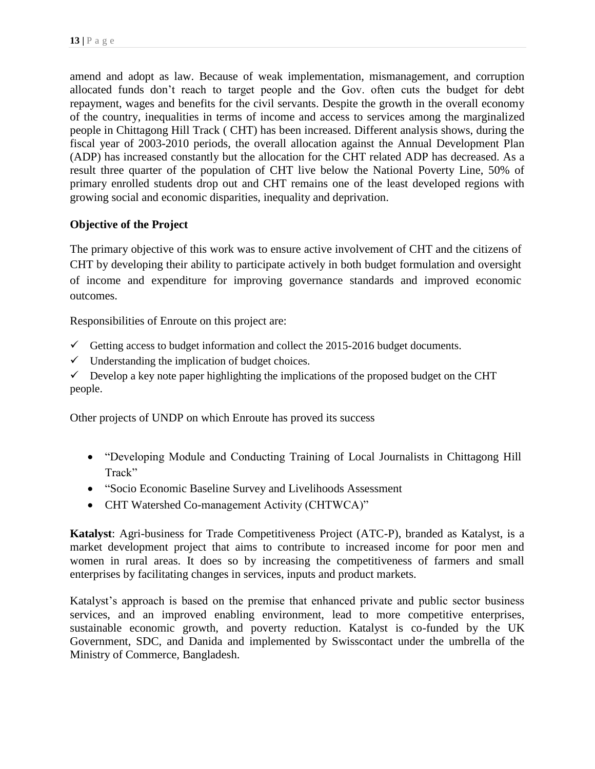amend and adopt as law. Because of weak implementation, mismanagement, and corruption allocated funds don't reach to target people and the Gov. often cuts the budget for debt repayment, wages and benefits for the civil servants. Despite the growth in the overall economy of the country, inequalities in terms of income and access to services among the marginalized people in Chittagong Hill Track ( CHT) has been increased. Different analysis shows, during the fiscal year of 2003-2010 periods, the overall allocation against the Annual Development Plan (ADP) has increased constantly but the allocation for the CHT related ADP has decreased. As a result three quarter of the population of CHT live below the National Poverty Line, 50% of primary enrolled students drop out and CHT remains one of the least developed regions with growing social and economic disparities, inequality and deprivation.

**Objective of the Project**

The primary objective of this work was to ensure active involvement of CHT and the citizens of CHT by developing their ability to participate actively in both budget formulation and oversight of income and expenditure for improving governance standards and improved economic outcomes.

Responsibilities of Enroute on this project are:

- ✓ Getting access to budget information and collect the 2015-2016 budget documents.
- ✓ Understanding the implication of budget choices.
- ✓ Develop a key note paper highlighting the implications of the proposed budget on the CHT people.

Other projects of UNDP on which Enroute has proved its success

- "Developing Module and Conducting Training of Local Journalists in Chittagong Hill Track"
- "Socio Economic Baseline Survey and Livelihoods Assessment
- CHT Watershed Co-management Activity (CHTWCA)"

**Katalyst**: Agri-business for Trade Competitiveness Project (ATC-P), branded as Katalyst, is a market development project that aims to contribute to increased income for poor men and women in rural areas. It does so by increasing the competitiveness of farmers and small enterprises by facilitating changes in services, inputs and product markets.

Katalyst's approach is based on the premise that enhanced private and public sector business services, and an improved enabling environment, lead to more competitive enterprises, sustainable economic growth, and poverty reduction. Katalyst is co-funded by the UK Government, SDC, and Danida and implemented by Swisscontact under the umbrella of the Ministry of Commerce, Bangladesh.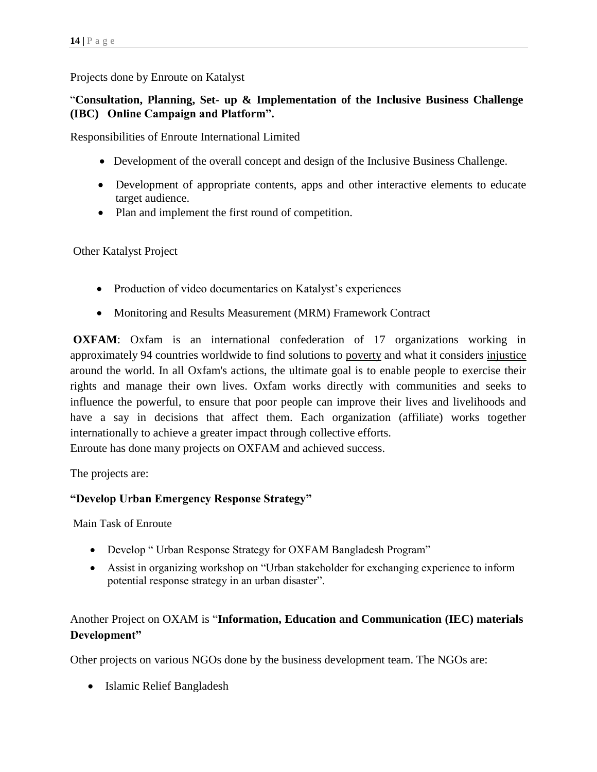Projects done by Enroute on Katalyst

"**Consultation, Planning, Set- up & Implementation of the Inclusive Business Challenge (IBC) Online Campaign and Platform".**

Responsibilities of Enroute International Limited

- Development of the overall concept and design of the Inclusive Business Challenge.
- Development of appropriate contents, apps and other interactive elements to educate target audience.
- Plan and implement the first round of competition.

Other Katalyst Project

- Production of video documentaries on Katalyst's experiences
- Monitoring and Results Measurement (MRM) Framework Contract

**OXFAM**: Oxfam is an international confederation of 17 organizations working in approximately 94 countries worldwide to find solutions to poverty and what it considers injustice around the world. In all Oxfam's actions, the ultimate goal is to enable people to exercise their rights and manage their own lives. Oxfam works directly with communities and seeks to influence the powerful, to ensure that poor people can improve their lives and livelihoods and have a say in decisions that affect them. Each organization (affiliate) works together internationally to achieve a greater impact through collective efforts.
Enroute has done many projects on OXFAM and achieved success.

The projects are:

**"Develop Urban Emergency Response Strategy"**

Main Task of Enroute

- Develop " Urban Response Strategy for OXFAM Bangladesh Program"
- Assist in organizing workshop on "Urban stakeholder for exchanging experience to inform potential response strategy in an urban disaster".

Another Project on OXAM is "**Information, Education and Communication (IEC) materials Development"**

Other projects on various NGOs done by the business development team. The NGOs are:

- Islamic Relief Bangladesh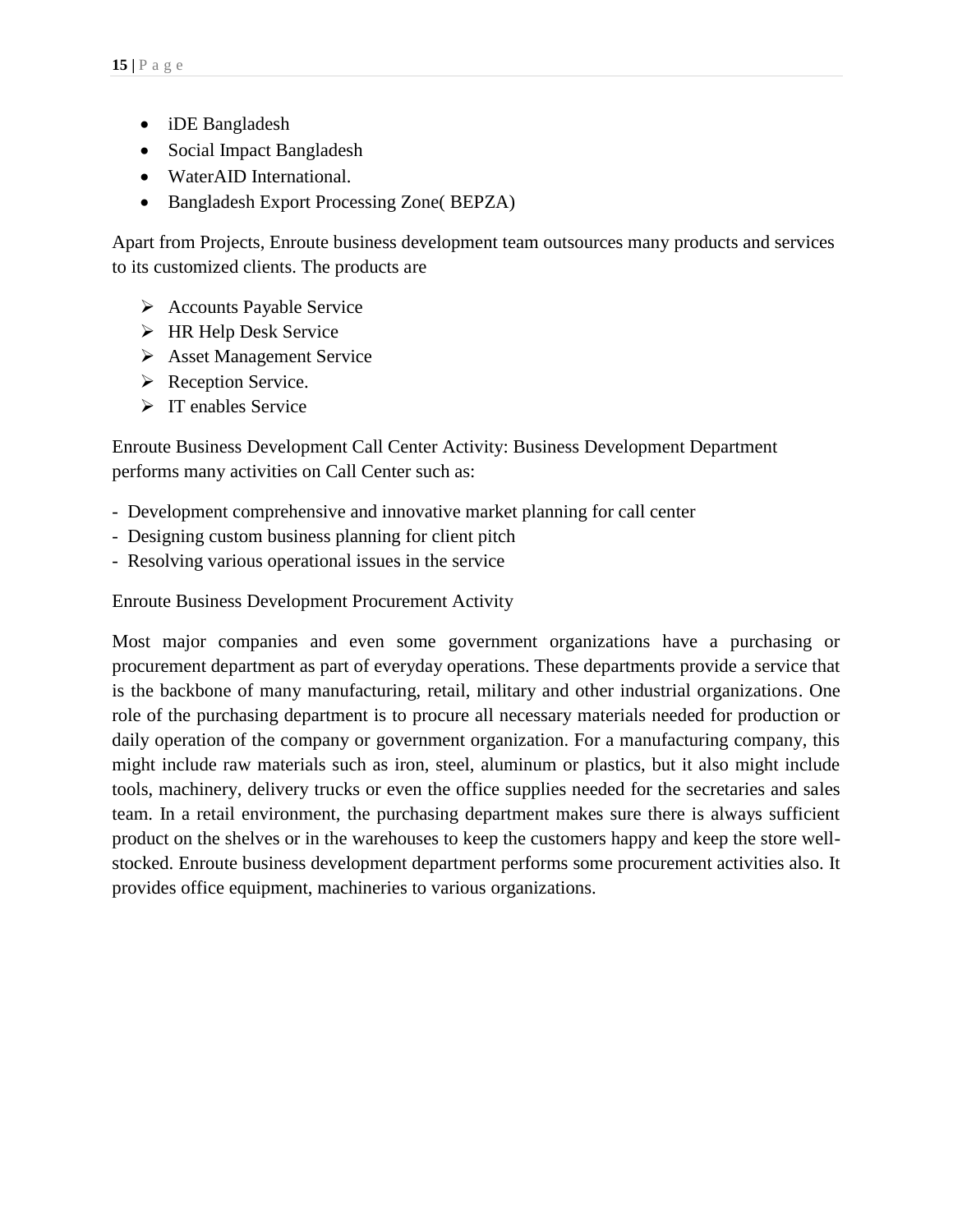- iDE Bangladesh
- Social Impact Bangladesh
- WaterAID International.
- Bangladesh Export Processing Zone( BEPZA)

Apart from Projects, Enroute business development team outsources many products and services to its customized clients. The products are

- Accounts Payable Service
- HR Help Desk Service
- Asset Management Service
- Reception Service.
- IT enables Service

Enroute Business Development Call Center Activity: Business Development Department performs many activities on Call Center such as:

- Development comprehensive and innovative market planning for call center
- Designing custom business planning for client pitch
- Resolving various operational issues in the service

Enroute Business Development Procurement Activity

Most major companies and even some government organizations have a purchasing or procurement department as part of everyday operations. These departments provide a service that is the backbone of many manufacturing, retail, military and other industrial organizations. One role of the purchasing department is to procure all necessary materials needed for production or daily operation of the company or government organization. For a manufacturing company, this might include raw materials such as iron, steel, aluminum or plastics, but it also might include tools, machinery, delivery trucks or even the office supplies needed for the secretaries and sales team. In a retail environment, the purchasing department makes sure there is always sufficient product on the shelves or in the warehouses to keep the customers happy and keep the store well-stocked. Enroute business development department performs some procurement activities also. It provides office equipment, machineries to various organizations.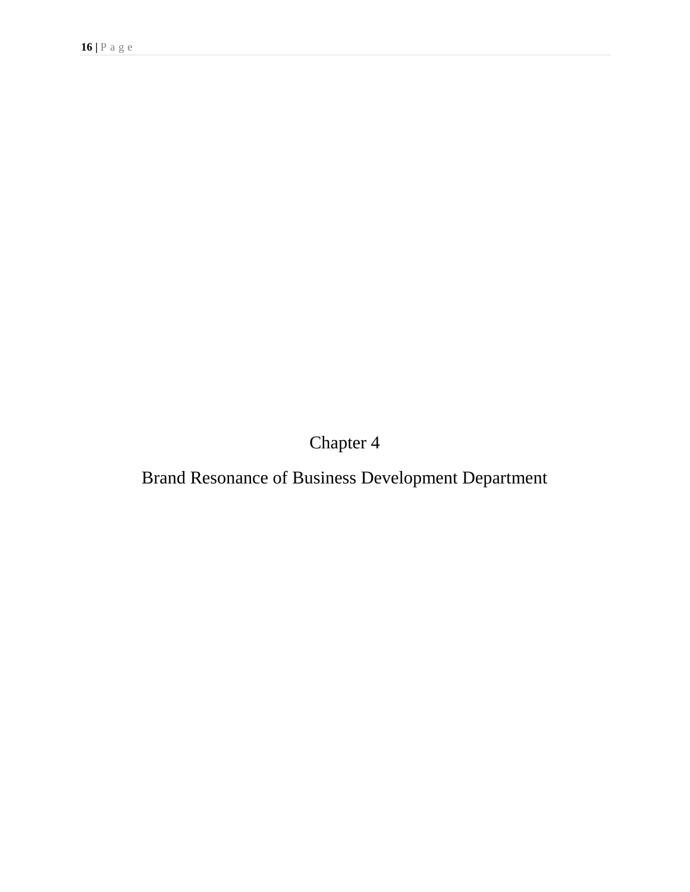# Chapter 4

# Brand Resonance of Business Development Department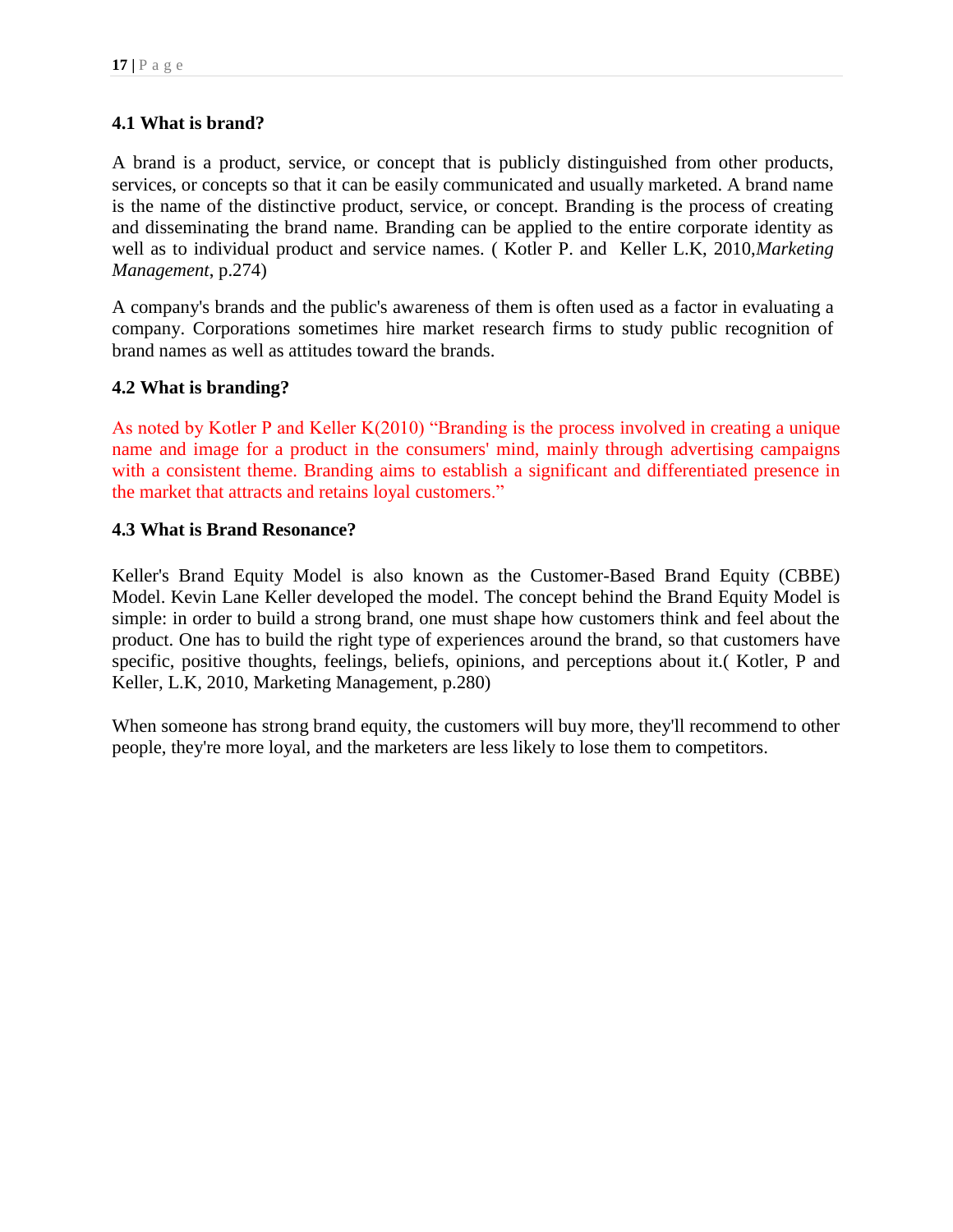### 4.1 What is brand?

A brand is a product, service, or concept that is publicly distinguished from other products, services, or concepts so that it can be easily communicated and usually marketed. A brand name is the name of the distinctive product, service, or concept. Branding is the process of creating and disseminating the brand name. Branding can be applied to the entire corporate identity as well as to individual product and service names. ( Kotler P. and Keller L.K, 2010,*Marketing Management*, p.274)

A company's brands and the public's awareness of them is often used as a factor in evaluating a company. Corporations sometimes hire market research firms to study public recognition of brand names as well as attitudes toward the brands.

### 4.2 What is branding?

As noted by Kotler P and Keller K(2010) "Branding is the process involved in creating a unique name and image for a product in the consumers' mind, mainly through advertising campaigns with a consistent theme. Branding aims to establish a significant and differentiated presence in the market that attracts and retains loyal customers."

### 4.3 What is Brand Resonance?

Keller's Brand Equity Model is also known as the Customer-Based Brand Equity (CBBE) Model. Kevin Lane Keller developed the model. The concept behind the Brand Equity Model is simple: in order to build a strong brand, one must shape how customers think and feel about the product. One has to build the right type of experiences around the brand, so that customers have specific, positive thoughts, feelings, beliefs, opinions, and perceptions about it.( Kotler, P and Keller, L.K, 2010, Marketing Management, p.280)

When someone has strong brand equity, the customers will buy more, they'll recommend to other people, they're more loyal, and the marketers are less likely to lose them to competitors.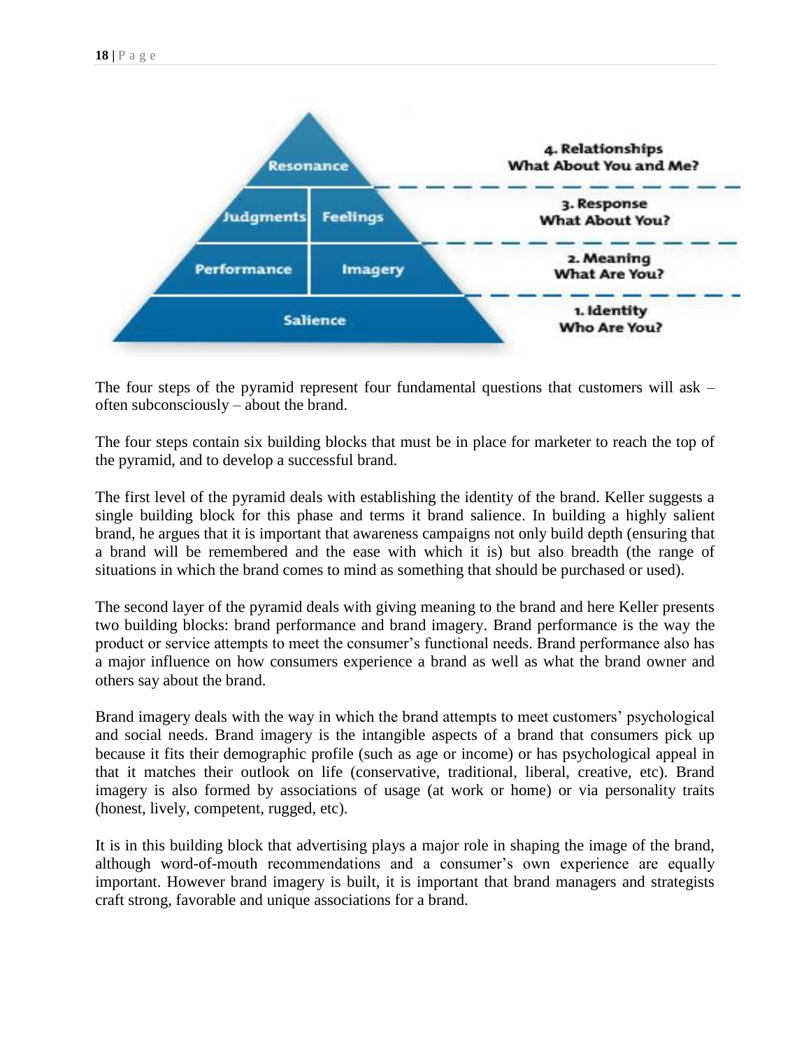The four steps of the pyramid represent four fundamental questions that customers will ask – often subconsciously – about the brand.

The four steps contain six building blocks that must be in place for marketer to reach the top of the pyramid, and to develop a successful brand.

The first level of the pyramid deals with establishing the identity of the brand. Keller suggests a single building block for this phase and terms it brand salience. In building a highly salient brand, he argues that it is important that awareness campaigns not only build depth (ensuring that a brand will be remembered and the ease with which it is) but also breadth (the range of situations in which the brand comes to mind as something that should be purchased or used).

The second layer of the pyramid deals with giving meaning to the brand and here Keller presents two building blocks: brand performance and brand imagery. Brand performance is the way the product or service attempts to meet the consumer's functional needs. Brand performance also has a major influence on how consumers experience a brand as well as what the brand owner and others say about the brand.

Brand imagery deals with the way in which the brand attempts to meet customers' psychological and social needs. Brand imagery is the intangible aspects of a brand that consumers pick up because it fits their demographic profile (such as age or income) or has psychological appeal in that it matches their outlook on life (conservative, traditional, liberal, creative, etc). Brand imagery is also formed by associations of usage (at work or home) or via personality traits (honest, lively, competent, rugged, etc).

It is in this building block that advertising plays a major role in shaping the image of the brand, although word-of-mouth recommendations and a consumer's own experience are equally important. However brand imagery is built, it is important that brand managers and strategists craft strong, favorable and unique associations for a brand.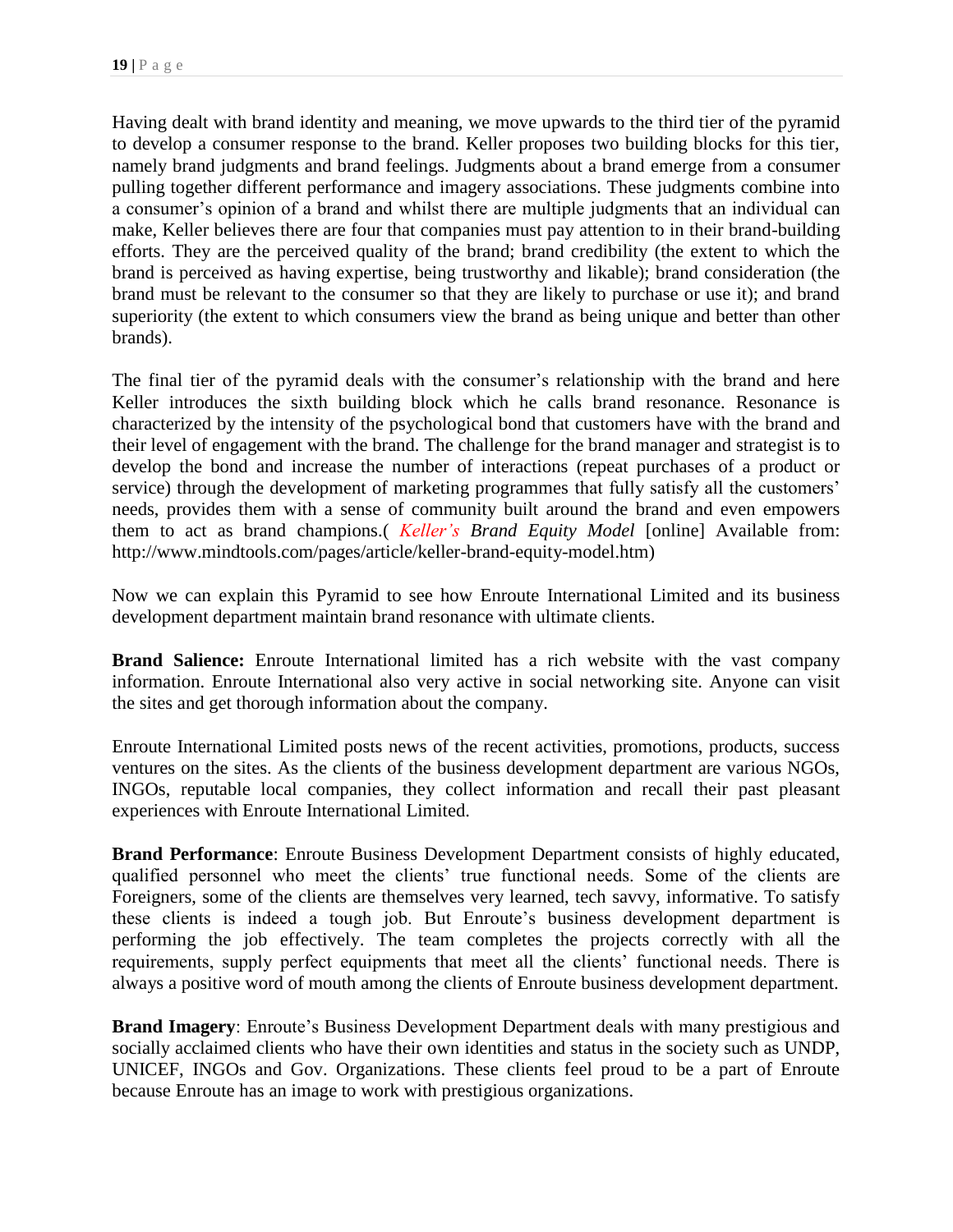Having dealt with brand identity and meaning, we move upwards to the third tier of the pyramid to develop a consumer response to the brand. Keller proposes two building blocks for this tier, namely brand judgments and brand feelings. Judgments about a brand emerge from a consumer pulling together different performance and imagery associations. These judgments combine into a consumer's opinion of a brand and whilst there are multiple judgments that an individual can make, Keller believes there are four that companies must pay attention to in their brand-building efforts. They are the perceived quality of the brand; brand credibility (the extent to which the brand is perceived as having expertise, being trustworthy and likable); brand consideration (the brand must be relevant to the consumer so that they are likely to purchase or use it); and brand superiority (the extent to which consumers view the brand as being unique and better than other brands).

The final tier of the pyramid deals with the consumer's relationship with the brand and here Keller introduces the sixth building block which he calls brand resonance. Resonance is characterized by the intensity of the psychological bond that customers have with the brand and their level of engagement with the brand. The challenge for the brand manager and strategist is to develop the bond and increase the number of interactions (repeat purchases of a product or service) through the development of marketing programmes that fully satisfy all the customers' needs, provides them with a sense of community built around the brand and even empowers them to act as brand champions.( *Keller's Brand Equity Model* [online] Available from: http://www.mindtools.com/pages/article/keller-brand-equity-model.htm)

Now we can explain this Pyramid to see how Enroute International Limited and its business development department maintain brand resonance with ultimate clients.

**Brand Salience:** Enroute International limited has a rich website with the vast company information. Enroute International also very active in social networking site. Anyone can visit the sites and get thorough information about the company.

Enroute International Limited posts news of the recent activities, promotions, products, success ventures on the sites. As the clients of the business development department are various NGOs, INGOs, reputable local companies, they collect information and recall their past pleasant experiences with Enroute International Limited.

**Brand Performance**: Enroute Business Development Department consists of highly educated, qualified personnel who meet the clients' true functional needs. Some of the clients are Foreigners, some of the clients are themselves very learned, tech savvy, informative. To satisfy these clients is indeed a tough job. But Enroute's business development department is performing the job effectively. The team completes the projects correctly with all the requirements, supply perfect equipments that meet all the clients' functional needs. There is always a positive word of mouth among the clients of Enroute business development department.

**Brand Imagery**: Enroute's Business Development Department deals with many prestigious and socially acclaimed clients who have their own identities and status in the society such as UNDP, UNICEF, INGOs and Gov. Organizations. These clients feel proud to be a part of Enroute because Enroute has an image to work with prestigious organizations.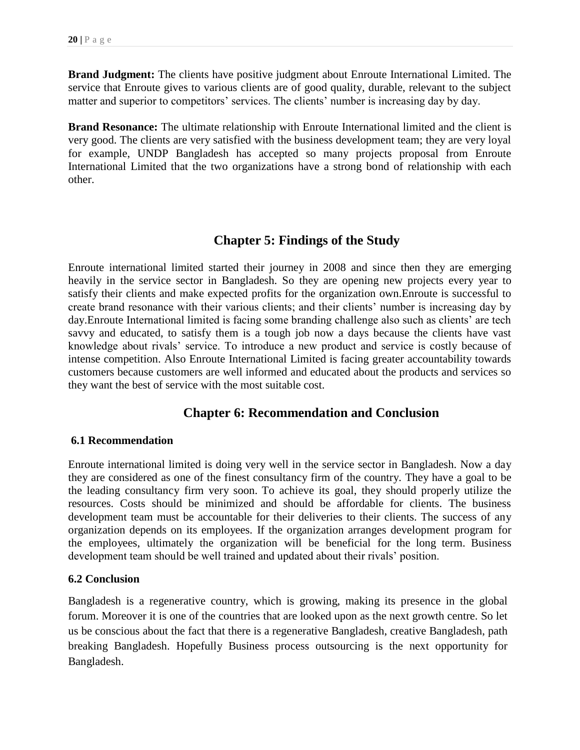**Brand Judgment:** The clients have positive judgment about Enroute International Limited. The service that Enroute gives to various clients are of good quality, durable, relevant to the subject matter and superior to competitors' services. The clients' number is increasing day by day.

**Brand Resonance:** The ultimate relationship with Enroute International limited and the client is very good. The clients are very satisfied with the business development team; they are very loyal for example, UNDP Bangladesh has accepted so many projects proposal from Enroute International Limited that the two organizations have a strong bond of relationship with each other.

## Chapter 5: Findings of the Study

Enroute international limited started their journey in 2008 and since then they are emerging heavily in the service sector in Bangladesh. So they are opening new projects every year to satisfy their clients and make expected profits for the organization own.Enroute is successful to create brand resonance with their various clients; and their clients' number is increasing day by day.Enroute International limited is facing some branding challenge also such as clients' are tech savvy and educated, to satisfy them is a tough job now a days because the clients have vast knowledge about rivals' service. To introduce a new product and service is costly because of intense competition. Also Enroute International Limited is facing greater accountability towards customers because customers are well informed and educated about the products and services so they want the best of service with the most suitable cost.

## Chapter 6: Recommendation and Conclusion

### 6.1 Recommendation

Enroute international limited is doing very well in the service sector in Bangladesh. Now a day they are considered as one of the finest consultancy firm of the country. They have a goal to be the leading consultancy firm very soon. To achieve its goal, they should properly utilize the resources. Costs should be minimized and should be affordable for clients. The business development team must be accountable for their deliveries to their clients. The success of any organization depends on its employees. If the organization arranges development program for the employees, ultimately the organization will be beneficial for the long term. Business development team should be well trained and updated about their rivals' position.

### 6.2 Conclusion

Bangladesh is a regenerative country, which is growing, making its presence in the global forum. Moreover it is one of the countries that are looked upon as the next growth centre. So let us be conscious about the fact that there is a regenerative Bangladesh, creative Bangladesh, path breaking Bangladesh. Hopefully Business process outsourcing is the next opportunity for Bangladesh.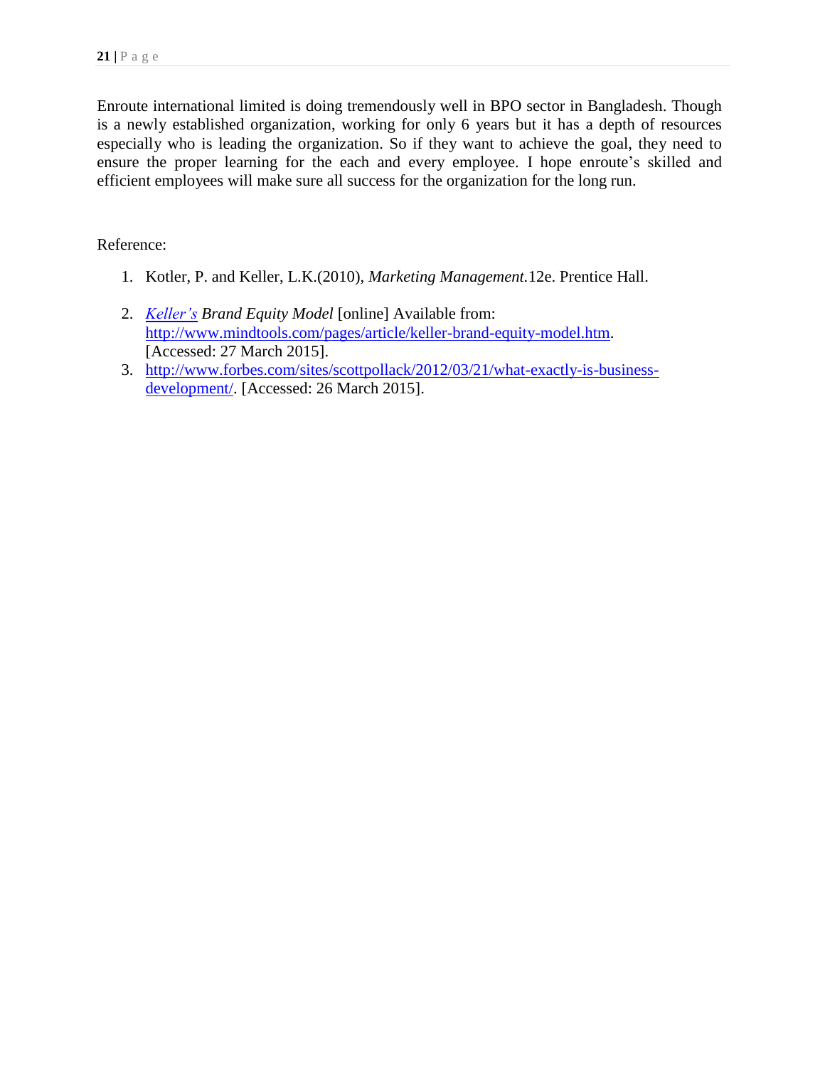Enroute international limited is doing tremendously well in BPO sector in Bangladesh. Though is a newly established organization, working for only 6 years but it has a depth of resources especially who is leading the organization. So if they want to achieve the goal, they need to ensure the proper learning for the each and every employee. I hope enroute's skilled and efficient employees will make sure all success for the organization for the long run.

Reference:

1. Kotler, P. and Keller, L.K.(2010), *Marketing Management.*12e. Prentice Hall.
2. *Keller's Brand Equity Model* [online] Available from: http://www.mindtools.com/pages/article/keller-brand-equity-model.htm. [Accessed: 27 March 2015].
3. http://www.forbes.com/sites/scottpollack/2012/03/21/what-exactly-is-business-development/. [Accessed: 26 March 2015].